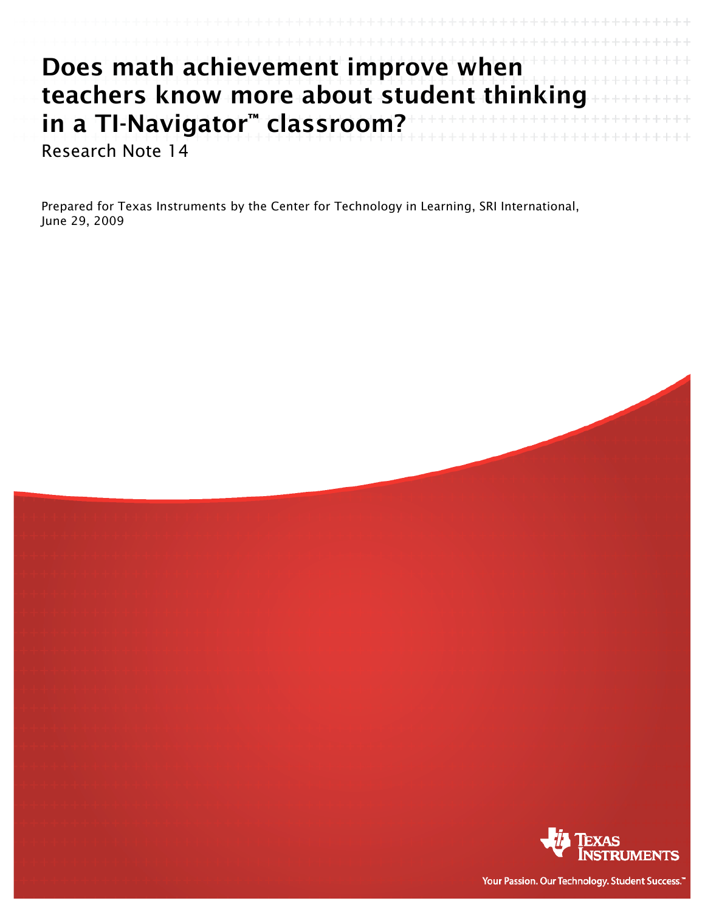# Does math achievement improve when teachers know more about student thinking in a TI-Navigator™ classroom?

Research Note 14

Prepared for Texas Instruments by the Center for Technology in Learning, SRI International, June 29, 2009

Texas Instruments

Your Passion. Our Technology. Student Success.™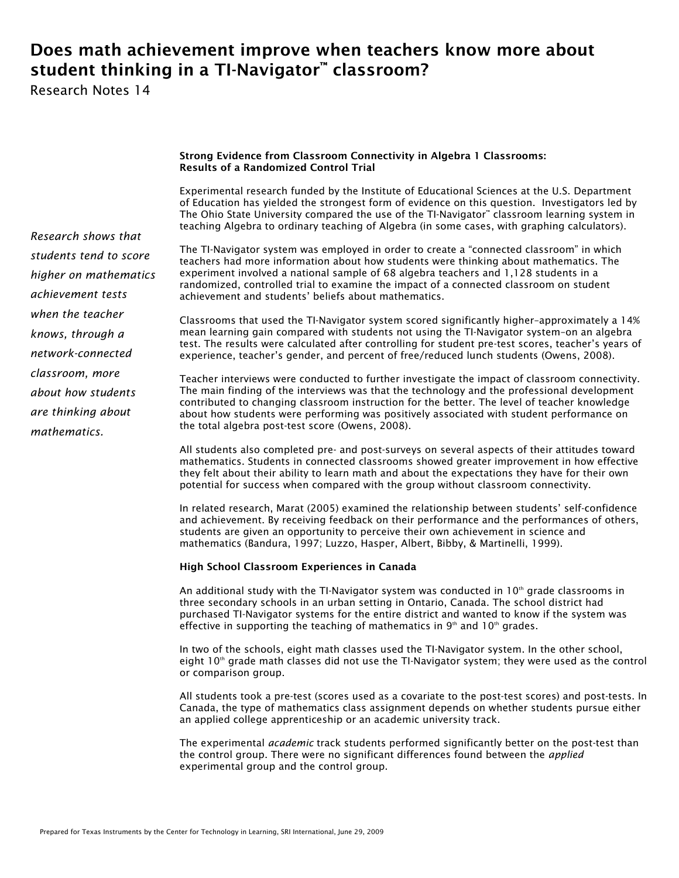# Does math achievement improve when teachers know more about student thinking in a TI-Navigator™ classroom?

Research Notes 14

*Research shows that students tend to score higher on mathematics achievement tests when the teacher knows, through a network-connected classroom, more about how students are thinking about mathematics.*

**Strong Evidence from Classroom Connectivity in Algebra 1 Classrooms: Results of a Randomized Control Trial**

Experimental research funded by the Institute of Educational Sciences at the U.S. Department of Education has yielded the strongest form of evidence on this question. Investigators led by The Ohio State University compared the use of the TI-Navigator™ classroom learning system in teaching Algebra to ordinary teaching of Algebra (in some cases, with graphing calculators).

The TI-Navigator system was employed in order to create a "connected classroom" in which teachers had more information about how students were thinking about mathematics. The experiment involved a national sample of 68 algebra teachers and 1,128 students in a randomized, controlled trial to examine the impact of a connected classroom on student achievement and students' beliefs about mathematics.

Classrooms that used the TI-Navigator system scored significantly higher–approximately a 14% mean learning gain compared with students not using the TI-Navigator system–on an algebra test. The results were calculated after controlling for student pre-test scores, teacher's years of experience, teacher's gender, and percent of free/reduced lunch students (Owens, 2008).

Teacher interviews were conducted to further investigate the impact of classroom connectivity. The main finding of the interviews was that the technology and the professional development contributed to changing classroom instruction for the better. The level of teacher knowledge about how students were performing was positively associated with student performance on the total algebra post-test score (Owens, 2008).

All students also completed pre- and post-surveys on several aspects of their attitudes toward mathematics. Students in connected classrooms showed greater improvement in how effective they felt about their ability to learn math and about the expectations they have for their own potential for success when compared with the group without classroom connectivity.

In related research, Marat (2005) examined the relationship between students' self-confidence and achievement. By receiving feedback on their performance and the performances of others, students are given an opportunity to perceive their own achievement in science and mathematics (Bandura, 1997; Luzzo, Hasper, Albert, Bibby, & Martinelli, 1999).

**High School Classroom Experiences in Canada**

An additional study with the TI-Navigator system was conducted in 10th grade classrooms in three secondary schools in an urban setting in Ontario, Canada. The school district had purchased TI-Navigator systems for the entire district and wanted to know if the system was effective in supporting the teaching of mathematics in 9th and 10th grades.

In two of the schools, eight math classes used the TI-Navigator system. In the other school, eight 10th grade math classes did not use the TI-Navigator system; they were used as the control or comparison group.

All students took a pre-test (scores used as a covariate to the post-test scores) and post-tests. In Canada, the type of mathematics class assignment depends on whether students pursue either an applied college apprenticeship or an academic university track.

The experimental *academic* track students performed significantly better on the post-test than the control group. There were no significant differences found between the *applied* experimental group and the control group.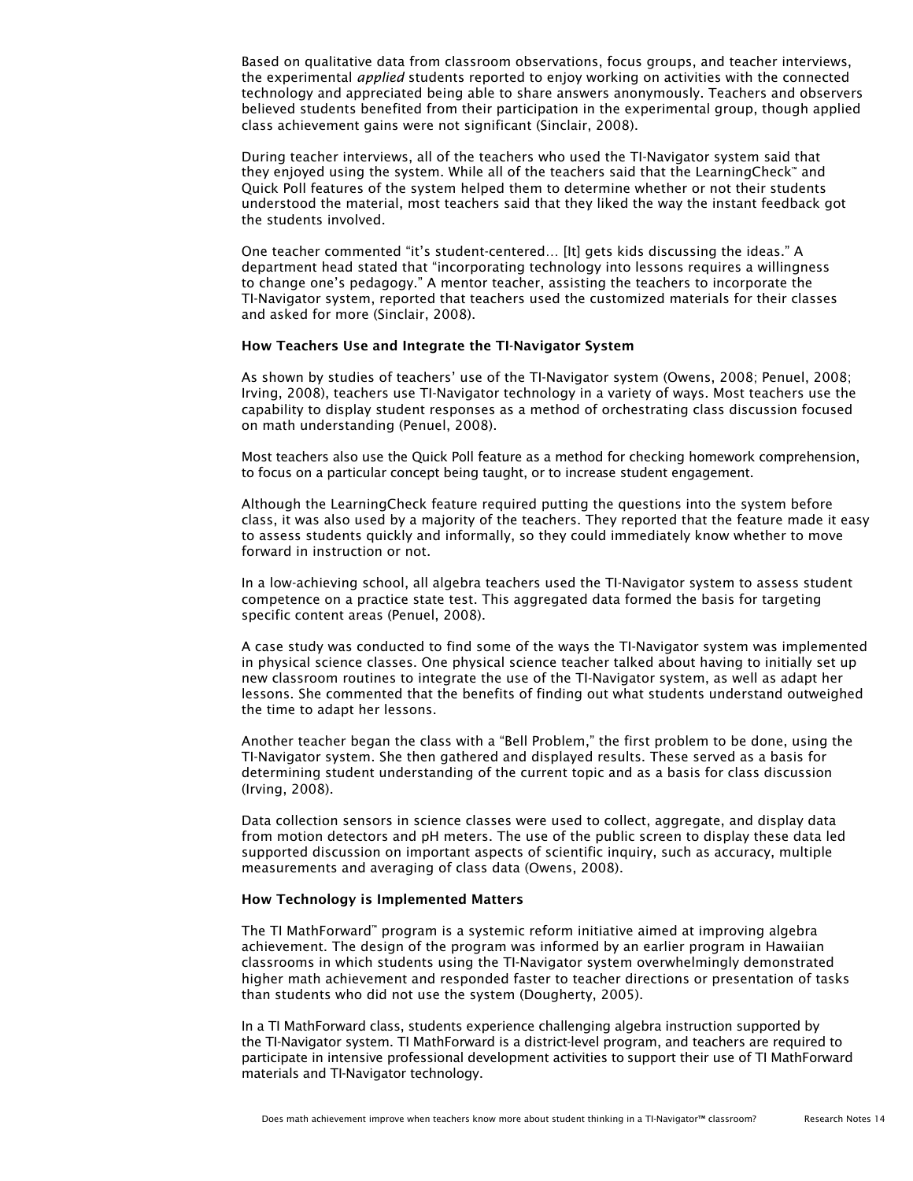Based on qualitative data from classroom observations, focus groups, and teacher interviews, the experimental *applied* students reported to enjoy working on activities with the connected technology and appreciated being able to share answers anonymously. Teachers and observers believed students benefited from their participation in the experimental group, though applied class achievement gains were not significant (Sinclair, 2008).

During teacher interviews, all of the teachers who used the TI-Navigator system said that they enjoyed using the system. While all of the teachers said that the LearningCheck™ and Quick Poll features of the system helped them to determine whether or not their students understood the material, most teachers said that they liked the way the instant feedback got the students involved.

One teacher commented "it's student-centered… [It] gets kids discussing the ideas." A department head stated that "incorporating technology into lessons requires a willingness to change one's pedagogy." A mentor teacher, assisting the teachers to incorporate the TI-Navigator system, reported that teachers used the customized materials for their classes and asked for more (Sinclair, 2008).

**How Teachers Use and Integrate the TI-Navigator System**

As shown by studies of teachers' use of the TI-Navigator system (Owens, 2008; Penuel, 2008; Irving, 2008), teachers use TI-Navigator technology in a variety of ways. Most teachers use the capability to display student responses as a method of orchestrating class discussion focused on math understanding (Penuel, 2008).

Most teachers also use the Quick Poll feature as a method for checking homework comprehension, to focus on a particular concept being taught, or to increase student engagement.

Although the LearningCheck feature required putting the questions into the system before class, it was also used by a majority of the teachers. They reported that the feature made it easy to assess students quickly and informally, so they could immediately know whether to move forward in instruction or not.

In a low-achieving school, all algebra teachers used the TI-Navigator system to assess student competence on a practice state test. This aggregated data formed the basis for targeting specific content areas (Penuel, 2008).

A case study was conducted to find some of the ways the TI-Navigator system was implemented in physical science classes. One physical science teacher talked about having to initially set up new classroom routines to integrate the use of the TI-Navigator system, as well as adapt her lessons. She commented that the benefits of finding out what students understand outweighed the time to adapt her lessons.

Another teacher began the class with a "Bell Problem," the first problem to be done, using the TI-Navigator system. She then gathered and displayed results. These served as a basis for determining student understanding of the current topic and as a basis for class discussion (Irving, 2008).

Data collection sensors in science classes were used to collect, aggregate, and display data from motion detectors and pH meters. The use of the public screen to display these data led supported discussion on important aspects of scientific inquiry, such as accuracy, multiple measurements and averaging of class data (Owens, 2008).

**How Technology is Implemented Matters**

The TI MathForward™ program is a systemic reform initiative aimed at improving algebra achievement. The design of the program was informed by an earlier program in Hawaiian classrooms in which students using the TI-Navigator system overwhelmingly demonstrated higher math achievement and responded faster to teacher directions or presentation of tasks than students who did not use the system (Dougherty, 2005).

In a TI MathForward class, students experience challenging algebra instruction supported by the TI-Navigator system. TI MathForward is a district-level program, and teachers are required to participate in intensive professional development activities to support their use of TI MathForward materials and TI-Navigator technology.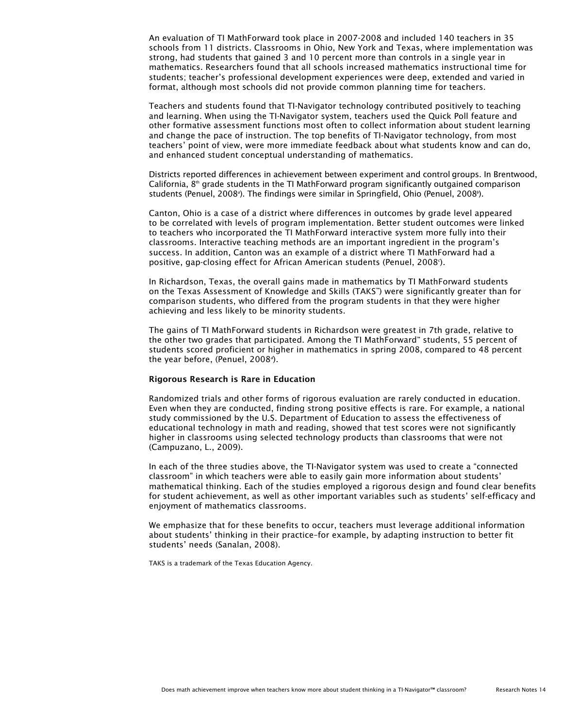An evaluation of TI MathForward took place in 2007-2008 and included 140 teachers in 35 schools from 11 districts. Classrooms in Ohio, New York and Texas, where implementation was strong, had students that gained 3 and 10 percent more than controls in a single year in mathematics. Researchers found that all schools increased mathematics instructional time for students; teacher's professional development experiences were deep, extended and varied in format, although most schools did not provide common planning time for teachers.

Teachers and students found that TI-Navigator technology contributed positively to teaching and learning. When using the TI-Navigator system, teachers used the Quick Poll feature and other formative assessment functions most often to collect information about student learning and change the pace of instruction. The top benefits of TI-Navigator technology, from most teachers' point of view, were more immediate feedback about what students know and can do, and enhanced student conceptual understanding of mathematics.

Districts reported differences in achievement between experiment and control groups. In Brentwood, California, 8th grade students in the TI MathForward program significantly outgained comparison students (Penuel, 2008[a]). The findings were similar in Springfield, Ohio (Penuel, 2008[b]).

Canton, Ohio is a case of a district where differences in outcomes by grade level appeared to be correlated with levels of program implementation. Better student outcomes were linked to teachers who incorporated the TI MathForward interactive system more fully into their classrooms. Interactive teaching methods are an important ingredient in the program's success. In addition, Canton was an example of a district where TI MathForward had a positive, gap-closing effect for African American students (Penuel, 2008[c]).

In Richardson, Texas, the overall gains made in mathematics by TI MathForward students on the Texas Assessment of Knowledge and Skills (TAKS™) were significantly greater than for comparison students, who differed from the program students in that they were higher achieving and less likely to be minority students.

The gains of TI MathForward students in Richardson were greatest in 7th grade, relative to the other two grades that participated. Among the TI MathForward™ students, 55 percent of students scored proficient or higher in mathematics in spring 2008, compared to 48 percent the year before, (Penuel, 2008[d]).

**Rigorous Research is Rare in Education**

Randomized trials and other forms of rigorous evaluation are rarely conducted in education. Even when they are conducted, finding strong positive effects is rare. For example, a national study commissioned by the U.S. Department of Education to assess the effectiveness of educational technology in math and reading, showed that test scores were not significantly higher in classrooms using selected technology products than classrooms that were not (Campuzano, L., 2009).

In each of the three studies above, the TI-Navigator system was used to create a "connected classroom" in which teachers were able to easily gain more information about students' mathematical thinking. Each of the studies employed a rigorous design and found clear benefits for student achievement, as well as other important variables such as students' self-efficacy and enjoyment of mathematics classrooms.

We emphasize that for these benefits to occur, teachers must leverage additional information about students' thinking in their practice–for example, by adapting instruction to better fit students' needs (Sanalan, 2008).

TAKS is a trademark of the Texas Education Agency.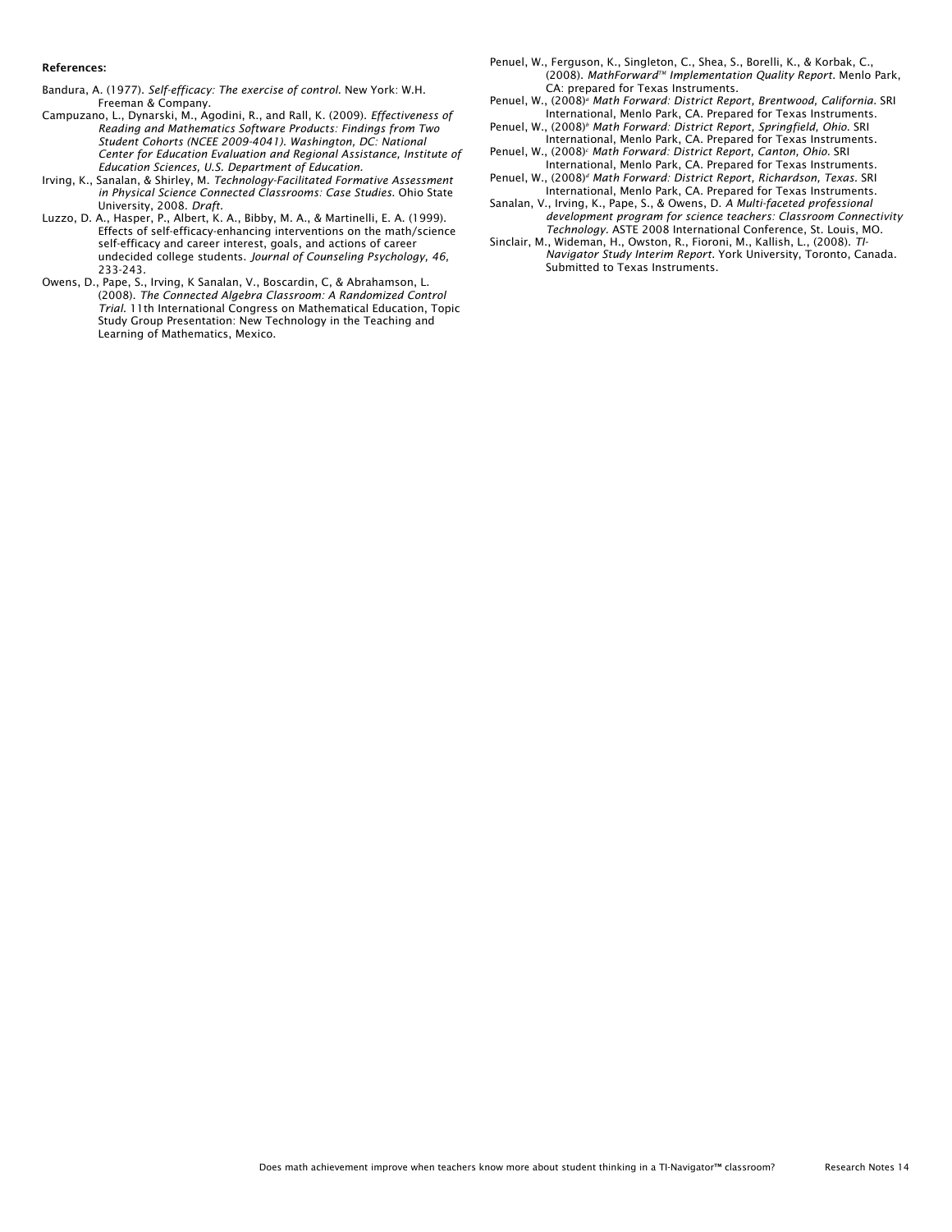**References:**

Bandura, A. (1977). *Self-efficacy: The exercise of control.* New York: W.H. Freeman & Company.

Campuzano, L., Dynarski, M., Agodini, R., and Rall, K. (2009). *Effectiveness of Reading and Mathematics Software Products: Findings from Two Student Cohorts (NCEE 2009-4041). Washington, DC: National Center for Education Evaluation and Regional Assistance, Institute of Education Sciences, U.S. Department of Education.*

Irving, K., Sanalan, & Shirley, M. *Technology-Facilitated Formative Assessment in Physical Science Connected Classrooms: Case Studies.* Ohio State University, 2008. *Draft.*

Luzzo, D. A., Hasper, P., Albert, K. A., Bibby, M. A., & Martinelli, E. A. (1999). Effects of self-efficacy-enhancing interventions on the math/science self-efficacy and career interest, goals, and actions of career undecided college students. *Journal of Counseling Psychology, 46,* 233-243.

Owens, D., Pape, S., Irving, K Sanalan, V., Boscardin, C, & Abrahamson, L. (2008). *The Connected Algebra Classroom: A Randomized Control Trial.* 11th International Congress on Mathematical Education, Topic Study Group Presentation: New Technology in the Teaching and Learning of Mathematics, Mexico.

Penuel, W., Ferguson, K., Singleton, C., Shea, S., Borelli, K., & Korbak, C., (2008). *MathForward™ Implementation Quality Report.* Menlo Park, CA: prepared for Texas Instruments.

Penuel, W., (2008)[a] *Math Forward: District Report, Brentwood, California.* SRI International, Menlo Park, CA. Prepared for Texas Instruments.

Penuel, W., (2008)[b] *Math Forward: District Report, Springfield, Ohio.* SRI International, Menlo Park, CA. Prepared for Texas Instruments.

Penuel, W., (2008)[c] *Math Forward: District Report, Canton, Ohio.* SRI International, Menlo Park, CA. Prepared for Texas Instruments.

Penuel, W., (2008)[d] *Math Forward: District Report, Richardson, Texas.* SRI International, Menlo Park, CA. Prepared for Texas Instruments.

Sanalan, V., Irving, K., Pape, S., & Owens, D. *A Multi-faceted professional development program for science teachers: Classroom Connectivity Technology.* ASTE 2008 International Conference, St. Louis, MO.

Sinclair, M., Wideman, H., Owston, R., Fioroni, M., Kallish, L., (2008). *TI-Navigator Study Interim Report.* York University, Toronto, Canada. Submitted to Texas Instruments.